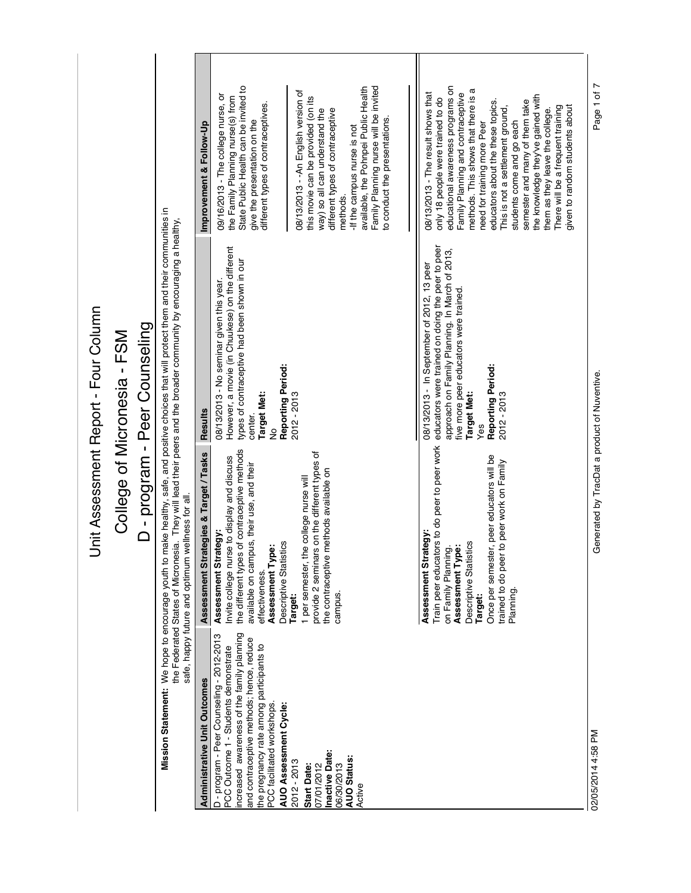# Unit Assessment Report - Four Column

## College of Micronesia - FSM

## D - program - Peer Counseling

**Mission Statement:** We hope to encourage youth to make healthy, safe, and positive choices that will protect them and their communities in the Federated States of Micronesia. They will lead their peers and the broader community by encouraging a healthy, safe, happy future and optimum wellness for all.

| Administrative Unit Outcomes | Assessment Strategies & Target / Tasks | Results | Improvement & Follow-Up |
|---|---|---|---|
| D - program - Peer Counseling - 2012-2013 PCC Outcome 1 - Students demonstrate increased awareness of the family planning and contraceptive methods; hence, reduce the pregnancy rate among participants to PCC facilitated workshops.<br>**AUO Assessment Cycle:**<br>2012 - 2013<br>**Start Date:**<br>07/01/2012<br>**Inactive Date:**<br>06/30/2013<br>**AUO Status:**<br>Active | **Assessment Strategy:**<br>Invite college nurse to display and discuss the different types of contraceptive methods available on campus, their use, and their effectiveness.<br>**Assessment Type:**<br>Descriptive Statistics<br>**Target:**<br>1 per semester, the college nurse will provide 2 seminars on the different types of the contraceptive methods available on campus. | 08/13/2013 - No seminar given this year. However, a movie (in Chuukese) on the different types of contraceptive had been shown in our center.<br>**Target Met:**<br>No<br>**Reporting Period:**<br>2012 - 2013 | 09/16/2013 - The college nurse, or the Family Planning nurse(s) from State Public Health can be invited to give the presentation on the different types of contraceptives.<br><br>08/13/2013 - -An English version of this movie can be provided (on its way) so all can understand the different types of contraceptive methods.<br>-If the campus nurse is not available, the Pohnpei Public Health Family Planning nurse will be invited to conduct the presentations. |
| | **Assessment Strategy:**<br>Train peer educators to do peer to peer work on Family Planning.<br>**Assessment Type:**<br>Descriptive Statistics<br>**Target:**<br>Once per semester, peer educators will be trained to do peer to peer work on Family Planning. | 08/13/2013 - In September of 2012, 13 peer educators were trained on doing the peer to peer approach on Family Planning. In March of 2013, five more peer educators were trained.<br>**Target Met:**<br>Yes<br>**Reporting Period:**<br>2012 - 2013 | 08/13/2013 - The result shows that only 18 people were trained to do educational awareness programs on Family Planning and contraceptive methods. This shows that there is a need for training more Peer educators about the these topics. This is not a settlement ground, students come and go each semester and many of them take the knowledge they've gained with them as they leave the college. There will be a frequent training given to random students about |

02/05/2014 4:58 PM Generated by TracDat a product of Nuventive.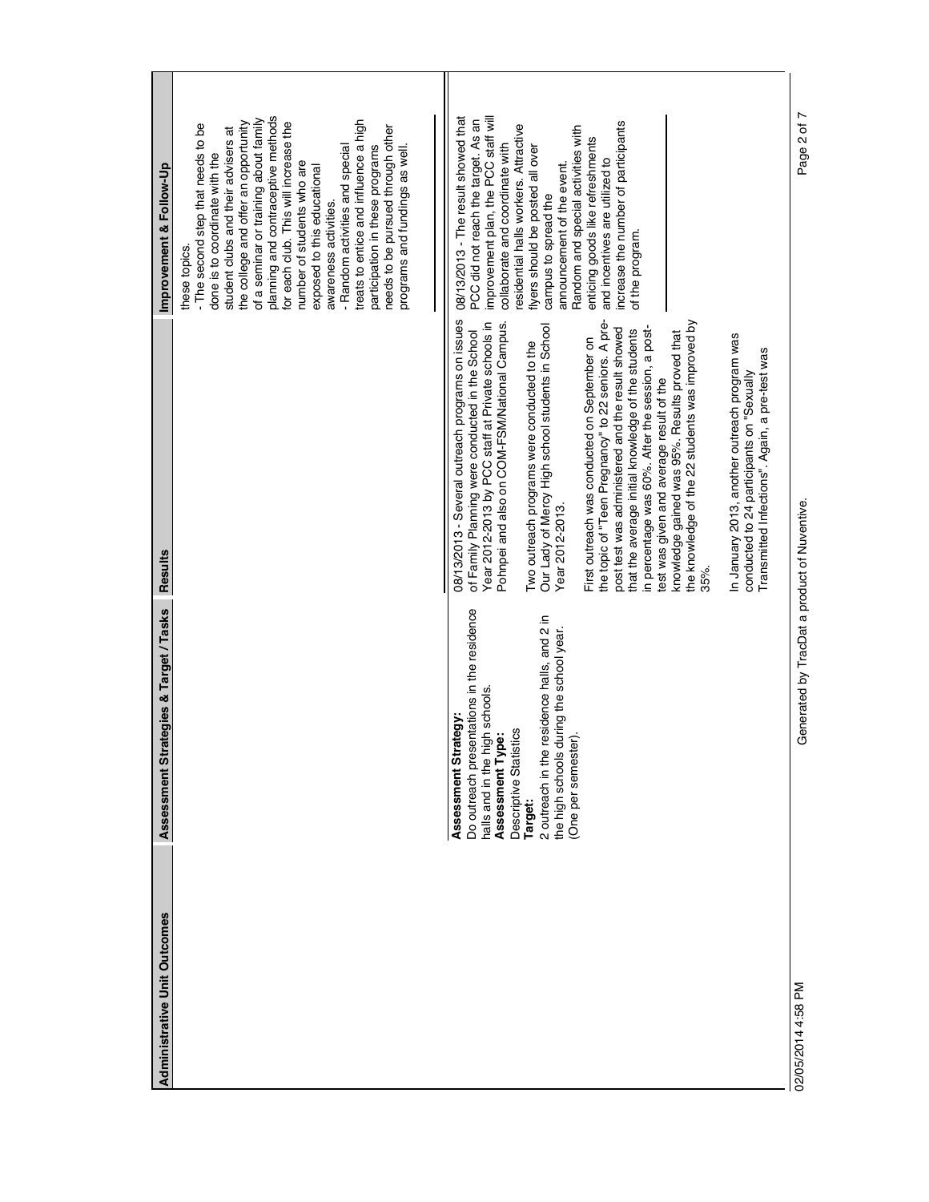| Administrative Unit Outcomes | Assessment Strategies & Target / Tasks | Results | Improvement & Follow-Up |
|---|---|---|---|
| | | | these topics.<br>- The second step that needs to be done is to coordinate with the student clubs and their advisers at the college and offer an opportunity of a seminar or training about family planning and contraceptive methods for each club. This will increase the number of students who are exposed to this educational awareness activities.<br>- Random activities and special treats to entice and influence a high participation in these programs needs to be pursued through other programs and fundings as well. |
| | **Assessment Strategy:**<br>Do outreach presentations in the residence halls and in the high schools.<br>**Assessment Type:**<br>Descriptive Statistics<br>**Target:**<br>2 outreach in the residence halls, and 2 in the high schools during the school year. (One per semester). | 08/13/2013 - Several outreach programs on issues of Family Planning were conducted in the School Year 2012-2013 by PCC staff at Private schools in Pohnpei and also on COM-FSM/National Campus.<br><br>Two outreach programs were conducted to the Our Lady of Mercy High school students in School Year 2012-2013.<br><br>First outreach was conducted on September on the topic of "Teen Pregnancy" to 22 seniors. A pre-post test was administered and the result showed that the average initial knowledge of the students in percentage was 60%. After the session, a post-test was given and average result of the knowledge gained was 95%. Results proved that the knowledge of the 22 students was improved by 35%.<br><br>In January 2013, another outreach program was conducted to 24 participants on "Sexually Transmitted Infections". Again, a pre-test was | 08/13/2013 - The result showed that PCC did not reach the target. As an improvement plan, the PCC staff will collaborate and coordinate with residential halls workers. Attractive flyers should be posted all over campus to spread the announcement of the event. Random and special activities with enticing goods like refreshments and incentives are utilized to increase the number of participants of the program. |

02/05/2014 4:58 PM

Generated by TracDat a product of Nuventive.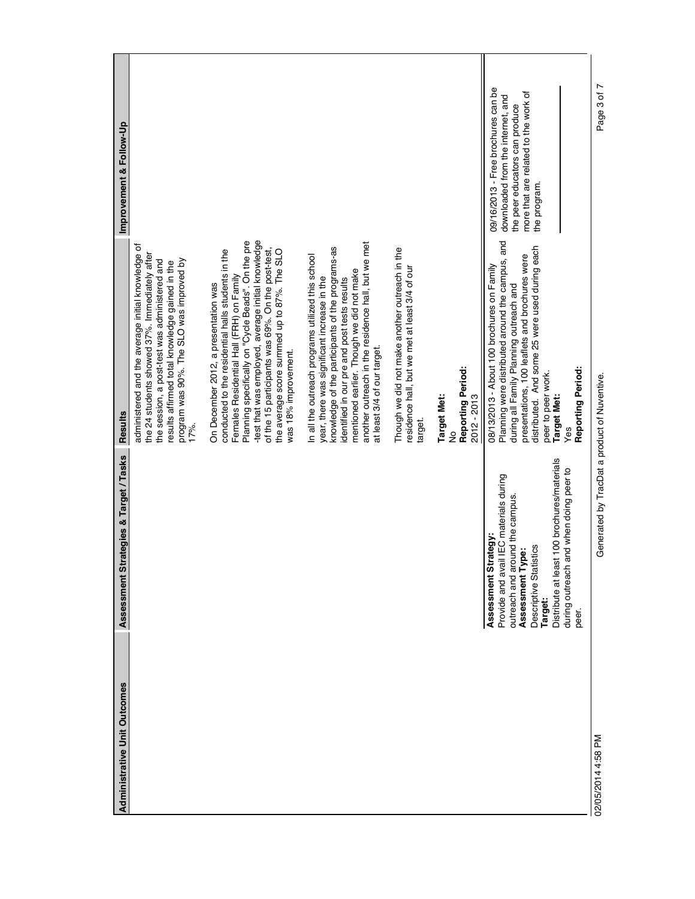| Administrative Unit Outcomes | Assessment Strategies & Target / Tasks | Results | Improvement & Follow-Up |
|---|---|---|---|
| | | administered and the average initial knowledge of the 24 students showed 37%. Immediately after the session, a post-test was administered and results affirmed total knowledge gained in the program was 90%. The SLO was improved by 17%.<br><br>On December 2012, a presentation was conducted to the residential halls students in the Females Residential Hall (FRH) on Family Planning specifically on "Cycle Beads". On the pre-test that was employed, average initial knowledge of the 15 participants was 69%. On the post-test, the average score summed up to 87%. The SLO was 18% improvement.<br><br>In all the outreach programs utilized this school year, there was significant increase in the knowledge of the participants of the programs-as identified in our pre and post tests results mentioned earlier. Though we did not make another outreach in the residence hall, but we met at least 3/4 of our target.<br><br>Though we did not make another outreach in the residence hall, but we met at least 3/4 of our target.<br><br>**Target Met:**<br>No<br>**Reporting Period:**<br>2012 - 2013 | |
| | **Assessment Strategy:**<br>Provide and avail IEC materials during outreach and around the campus.<br>**Assessment Type:**<br>Descriptive Statistics<br>**Target:**<br>Distribute at least 100 brochures/materials during outreach and when doing peer to peer. | 08/13/2013 - About 100 brochures on Family Planning were distributed around the campus, and during all Family Planning outreach and presentations, 100 leaflets and brochures were distributed. And some 25 were used during each peer to peer work.<br>**Target Met:**<br>Yes<br>**Reporting Period:** | 09/16/2013 - Free brochures can be downloaded from the internet, and the peer educators can produce more that are related to the work of the program. |

02/05/2014 4:58 PM Generated by TracDat a product of Nuventive.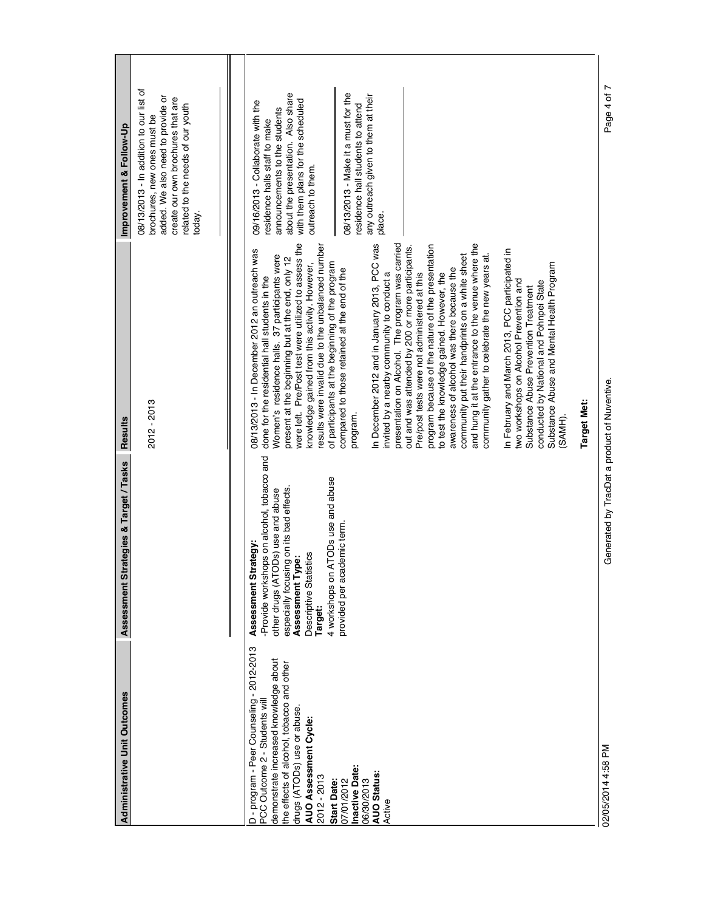| Administrative Unit Outcomes | Assessment Strategies & Target / Tasks | Results | Improvement & Follow-Up |
|---|---|---|---|
| | | 2012 - 2013 | 08/13/2013 - In addition to our list of brochures, new ones must be added. We also need to provide or create our own brochures that are related to the needs of our youth today. |
| D - program - Peer Counseling - 2012-2013 PCC Outcome 2 - Students will demonstrate increased knowledge about the effects of alcohol, tobacco and other drugs (ATODs) use or abuse.<br>**AUO Assessment Cycle:**<br>2012 - 2013<br>**Start Date:**<br>07/01/2012<br>**Inactive Date:**<br>06/30/2013<br>**AUO Status:**<br>Active | **Assessment Strategy:**<br>-Provide workshops on alcohol, tobacco and other drugs (ATODs) use and abuse especially focusing on its bad effects.<br>**Assessment Type:**<br>Descriptive Statistics<br>**Target:**<br>4 workshops on ATODs use and abuse provided per academic term. | 08/13/2013 - In December 2012 an outreach was done for the residential hall students in the Women's residence halls. 37 participants were present at the beginning but at the end, only 12 were left. Pre/Post test were utilized to assess the knowledge gained from this activity. However, results were invalid due to the unbalanced number of participants at the beginning of the program compared to those retained at the end of the program.<br><br>In December 2012 and in January 2013, PCC was invited by a nearby community to conduct a presentation on Alcohol. The program was carried out and was attended by 200 or more participants. Pre/post tests were not administered at this program because of the nature of the presentation to test the knowledge gained. However, the awareness of alcohol was there because the community put their handprints on a white sheet and hung it at the entrance to the venue where the community gather to celebrate the new years at.<br><br>In February and March 2013, PCC participated in two workshops on Alcohol Prevention and Substance Abuse Prevention Treatment conducted by National and Pohnpei State Substance Abuse and Mental Health Program (SAMH).<br><br>**Target Met:** | 09/16/2013 - Collaborate with the residence halls staff to make announcements to the students about the presentation. Also share with them plans for the scheduled outreach to them.<br><br>08/13/2013 - Make it a must for the residence hall students to attend any outreach given to them at their place. |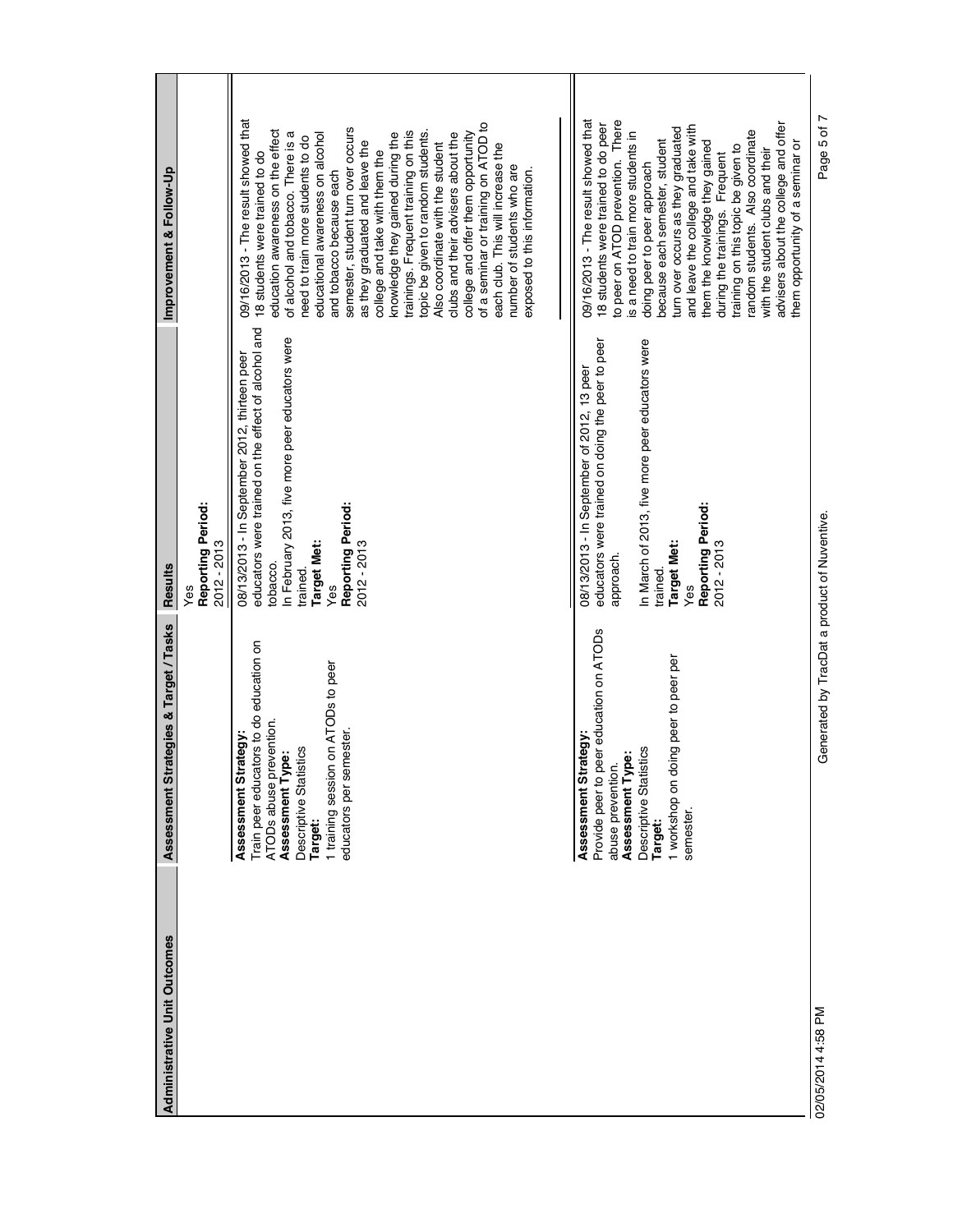| Administrative Unit Outcomes | Assessment Strategies & Target / Tasks | Results | Improvement & Follow-Up |
|---|---|---|---|
| | | Yes<br>**Reporting Period:**<br>2012 - 2013 | |
| | **Assessment Strategy:**<br>Train peer educators to do education on ATODs abuse prevention.<br>**Assessment Type:**<br>Descriptive Statistics<br>**Target:**<br>1 training session on ATODs to peer educators per semester. | 08/13/2013 - In September 2012, thirteen peer educators were trained on the effect of alcohol and tobacco.<br>In February 2013, five more peer educators were trained.<br>**Target Met:**<br>Yes<br>**Reporting Period:**<br>2012 - 2013 | 09/16/2013 - The result showed that 18 students were trained to do education awareness on the effect of alcohol and tobacco. There is a need to train more students to do educational awareness on alcohol and tobacco because each semester, student turn over occurs as they graduated and leave the college and take with them the knowledge they gained during the trainings. Frequent training on this topic be given to random students. Also coordinate with the student clubs and their advisers about the college and offer them opportunity of a seminar or training on ATOD to each club. This will increase the number of students who are exposed to this information. |
| | **Assessment Strategy:**<br>Provide peer to peer education on ATODs abuse prevention.<br>**Assessment Type:**<br>Descriptive Statistics<br>**Target:**<br>1 workshop on doing peer to peer per semester. | 08/13/2013 - In September of 2012, 13 peer educators were trained on doing the peer to peer approach.<br>In March of 2013, five more peer educators were trained.<br>**Target Met:**<br>Yes<br>**Reporting Period:**<br>2012 - 2013 | 09/16/2013 - The result showed that 18 students were trained to do peer to peer on ATOD prevention. There is a need to train more students in doing peer to peer approach because each semester, student turn over occurs as they graduated and leave the college and take with them the knowledge they gained during the trainings. Frequent training on this topic be given to random students. Also coordinate with the student clubs and their advisers about the college and offer them opportunity of a seminar or |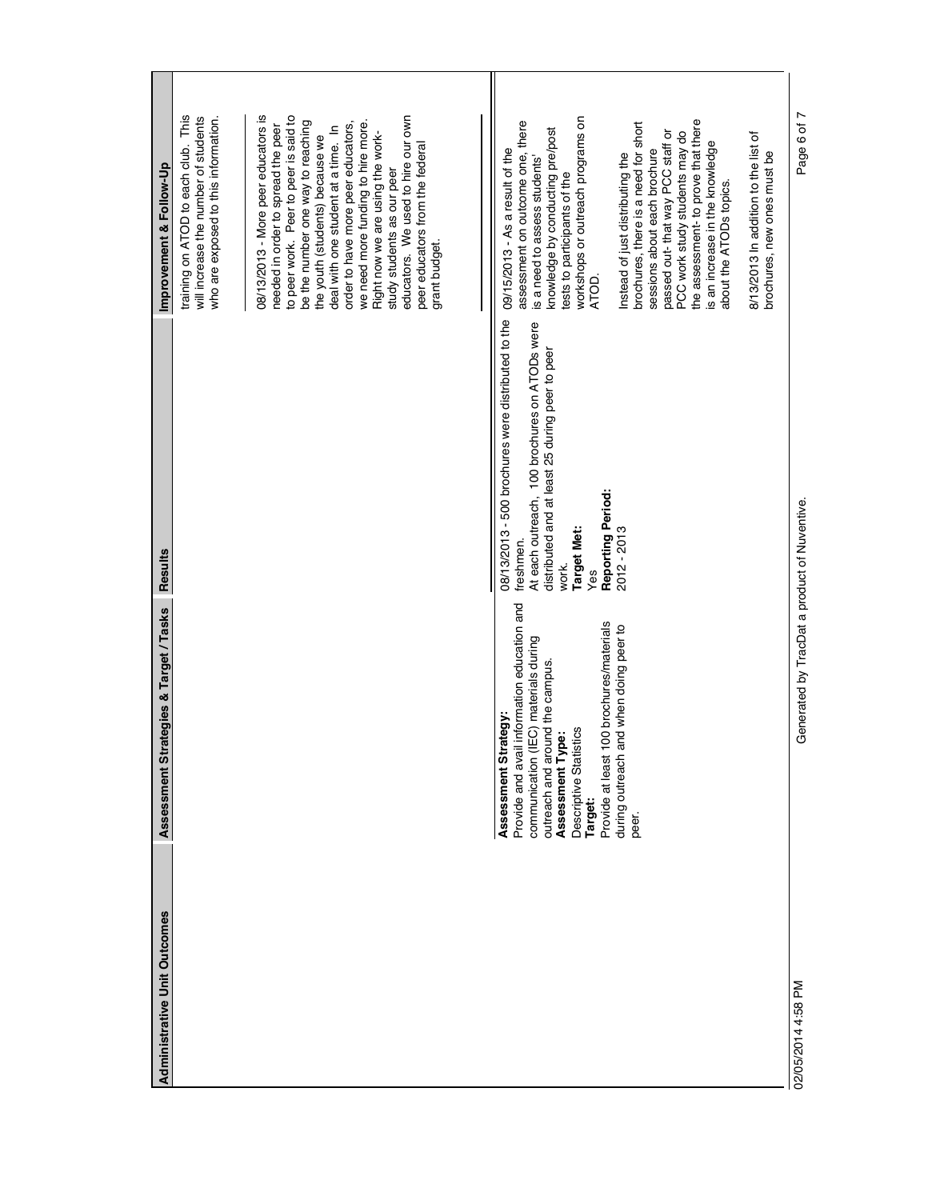| Administrative Unit Outcomes | Assessment Strategies & Target / Tasks | Results | Improvement & Follow-Up |
|---|---|---|---|
| | | | training on ATOD to each club. This will increase the number of students who are exposed to this information.<br><br>08/13/2013 - More peer educators is needed in order to spread the peer to peer work. Peer to peer is said to be the number one way to reaching the youth (students) because we deal with one student at a time. In order to have more peer educators, we need more funding to hire more. Right now we are using the work-study students as our peer educators. We used to hire our own peer educators from the federal grant budget. |
| | **Assessment Strategy:**<br>Provide and avail information education and communication (IEC) materials during outreach and around the campus.<br>**Assessment Type:**<br>Descriptive Statistics<br>**Target:**<br>Provide at least 100 brochures/materials during outreach and when doing peer to peer. | 08/13/2013 - 500 brochures were distributed to the freshmen.<br>At each outreach, 100 brochures on ATODs were distributed and at least 25 during peer to peer work.<br>**Target Met:**<br>Yes<br>**Reporting Period:**<br>2012 - 2013 | 09/15/2013 - As a result of the assessment on outcome one, there is a need to assess students' knowledge by conducting pre/post tests to participants of the workshops or outreach programs on ATOD.<br><br>Instead of just distributing the brochures, there is a need for short sessions about each brochure passed out- that way PCC staff or PCC work study students may do the assessment- to prove that there is an increase in the knowledge about the ATODs topics.<br><br>8/13/2013 In addition to the list of brochures, new ones must be |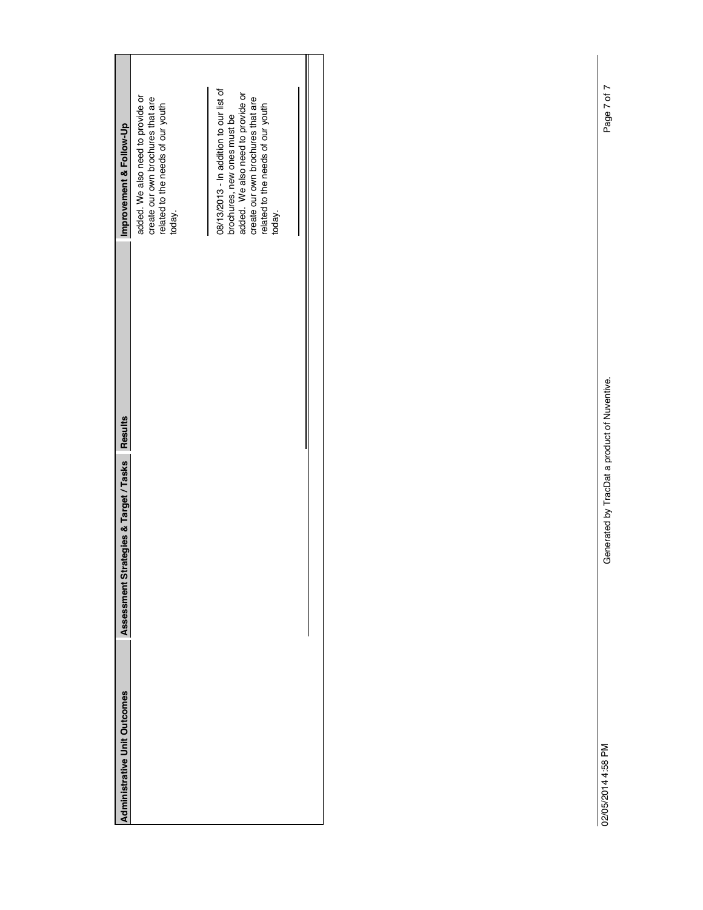| Administrative Unit Outcomes | Assessment Strategies & Target / Tasks | Results | Improvement & Follow-Up |
|---|---|---|---|
| | | | added. We also need to provide or create our own brochures that are related to the needs of our youth today. |
| | | | 08/13/2013 - In addition to our list of brochures, new ones must be added. We also need to provide or create our own brochures that are related to the needs of our youth today. |

02/05/2014 4:58 PM

Generated by TracDat a product of Nuventive.